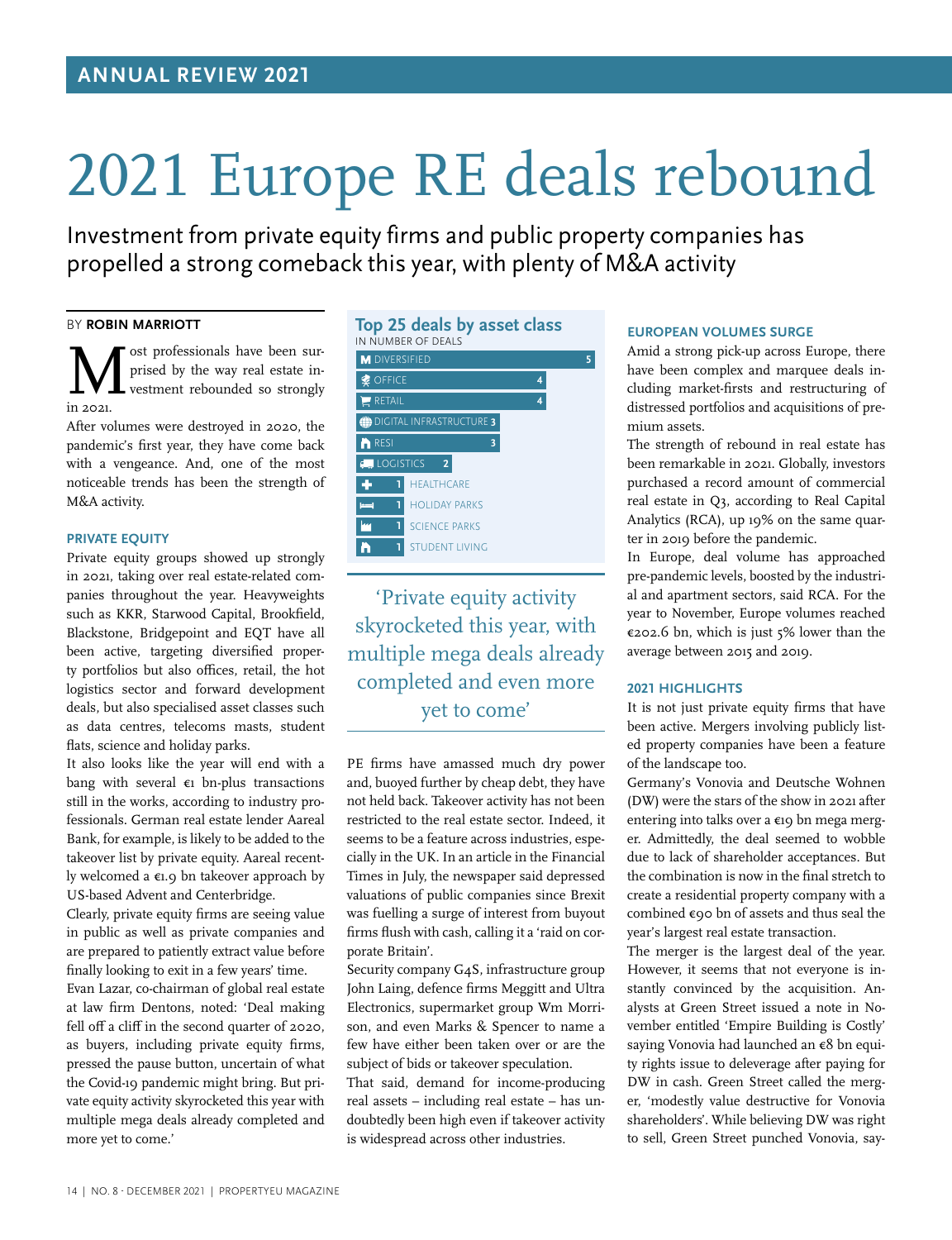ANNUAL REVIEW 2021

# 2021 Europe RE deals rebound

Investment from private equity firms and public property companies has propelled a strong comeback this year, with plenty of M&A activity

BY **ROBIN MARRIOTT**

Most professionals have been surprised by the way real estate investment rebounded so strongly in 2021.

After volumes were destroyed in 2020, the pandemic's first year, they have come back with a vengeance. And, one of the most noticeable trends has been the strength of M&A activity.

### PRIVATE EQUITY

Private equity groups showed up strongly in 2021, taking over real estate-related companies throughout the year. Heavyweights such as KKR, Starwood Capital, Brookfield, Blackstone, Bridgepoint and EQT have all been active, targeting diversified property portfolios but also offices, retail, the hot logistics sector and forward development deals, but also specialised asset classes such as data centres, telecoms masts, student flats, science and holiday parks.

It also looks like the year will end with a bang with several €1 bn-plus transactions still in the works, according to industry professionals. German real estate lender Aareal Bank, for example, is likely to be added to the takeover list by private equity. Aareal recently welcomed a €1.9 bn takeover approach by US-based Advent and Centerbridge.

Clearly, private equity firms are seeing value in public as well as private companies and are prepared to patiently extract value before finally looking to exit in a few years' time.

Evan Lazar, co-chairman of global real estate at law firm Dentons, noted: 'Deal making fell off a cliff in the second quarter of 2020, as buyers, including private equity firms, pressed the pause button, uncertain of what the Covid-19 pandemic might bring. But private equity activity skyrocketed this year with multiple mega deals already completed and more yet to come.'

**Top 25 deals by asset class**
IN NUMBER OF DEALS

| Asset class | Number of deals |
|---|---|
| DIVERSIFIED | 5 |
| OFFICE | 4 |
| RETAIL | 4 |
| DIGITAL INFRASTRUCTURE | 3 |
| RESI | 3 |
| LOGISTICS | 2 |
| HEALTHCARE | 1 |
| HOLIDAY PARKS | 1 |
| SCIENCE PARKS | 1 |
| STUDENT LIVING | 1 |

> 'Private equity activity skyrocketed this year, with multiple mega deals already completed and even more yet to come'

PE firms have amassed much dry power and, buoyed further by cheap debt, they have not held back. Takeover activity has not been restricted to the real estate sector. Indeed, it seems to be a feature across industries, especially in the UK. In an article in the Financial Times in July, the newspaper said depressed valuations of public companies since Brexit was fuelling a surge of interest from buyout firms flush with cash, calling it a 'raid on corporate Britain'.

Security company G4S, infrastructure group John Laing, defence firms Meggitt and Ultra Electronics, supermarket group Wm Morrison, and even Marks & Spencer to name a few have either been taken over or are the subject of bids or takeover speculation.

That said, demand for income-producing real assets – including real estate – has undoubtedly been high even if takeover activity is widespread across other industries.

### EUROPEAN VOLUMES SURGE

Amid a strong pick-up across Europe, there have been complex and marquee deals including market-firsts and restructuring of distressed portfolios and acquisitions of premium assets.

The strength of rebound in real estate has been remarkable in 2021. Globally, investors purchased a record amount of commercial real estate in Q3, according to Real Capital Analytics (RCA), up 19% on the same quarter in 2019 before the pandemic.

In Europe, deal volume has approached pre-pandemic levels, boosted by the industrial and apartment sectors, said RCA. For the year to November, Europe volumes reached €202.6 bn, which is just 5% lower than the average between 2015 and 2019.

### 2021 HIGHLIGHTS

It is not just private equity firms that have been active. Mergers involving publicly listed property companies have been a feature of the landscape too.

Germany's Vonovia and Deutsche Wohnen (DW) were the stars of the show in 2021 after entering into talks over a €19 bn mega merger. Admittedly, the deal seemed to wobble due to lack of shareholder acceptances. But the combination is now in the final stretch to create a residential property company with a combined €90 bn of assets and thus seal the year's largest real estate transaction.

The merger is the largest deal of the year. However, it seems that not everyone is instantly convinced by the acquisition. Analysts at Green Street issued a note in November entitled 'Empire Building is Costly' saying Vonovia had launched an €8 bn equity rights issue to deleverage after paying for DW in cash. Green Street called the merger, 'modestly value destructive for Vonovia shareholders'. While believing DW was right to sell, Green Street punched Vonovia, say-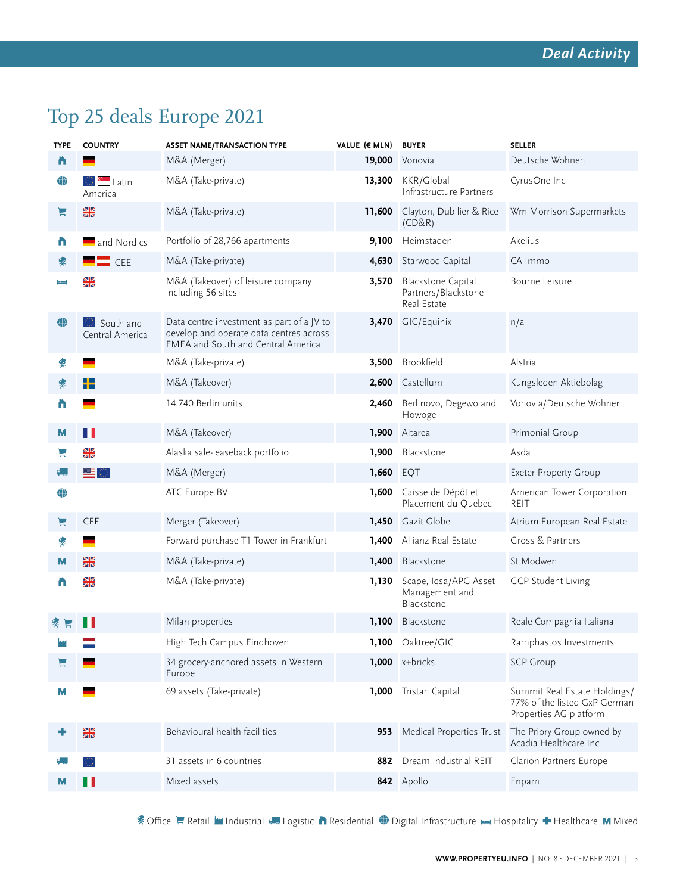# Top 25 deals Europe 2021

| TYPE | COUNTRY | ASSET NAME/TRANSACTION TYPE | VALUE (€ MLN) | BUYER | SELLER |
|---|---|---|---|---|---|
| Residential | | M&A (Merger) | **19,000** | Vonovia | Deutsche Wohnen |
| Digital Infrastructure | Latin America | M&A (Take-private) | **13,300** | KKR/Global Infrastructure Partners | CyrusOne Inc |
| Retail | | M&A (Take-private) | **11,600** | Clayton, Dubilier & Rice (CD&R) | Wm Morrison Supermarkets |
| Residential | and Nordics | Portfolio of 28,766 apartments | **9,100** | Heimstaden | Akelius |
| Office | CEE | M&A (Take-private) | **4,630** | Starwood Capital | CA Immo |
| Hospitality | | M&A (Takeover) of leisure company including 56 sites | **3,570** | Blackstone Capital Partners/Blackstone Real Estate | Bourne Leisure |
| Digital Infrastructure | South and Central America | Data centre investment as part of a JV to develop and operate data centres across EMEA and South and Central America | **3,470** | GIC/Equinix | n/a |
| Office | | M&A (Take-private) | **3,500** | Brookfield | Alstria |
| Office | | M&A (Takeover) | **2,600** | Castellum | Kungsleden Aktiebolag |
| Residential | | 14,740 Berlin units | **2,460** | Berlinovo, Degewo and Howoge | Vonovia/Deutsche Wohnen |
| Mixed | | M&A (Takeover) | **1,900** | Altarea | Primonial Group |
| Retail | | Alaska sale-leaseback portfolio | **1,900** | Blackstone | Asda |
| Logistic | | M&A (Merger) | **1,660** | EQT | Exeter Property Group |
| Digital Infrastructure | | ATC Europe BV | **1,600** | Caisse de Dépôt et Placement du Quebec | American Tower Corporation REIT |
| Retail | CEE | Merger (Takeover) | **1,450** | Gazit Globe | Atrium European Real Estate |
| Office | | Forward purchase T1 Tower in Frankfurt | **1,400** | Allianz Real Estate | Gross & Partners |
| Mixed | | M&A (Take-private) | **1,400** | Blackstone | St Modwen |
| Residential | | M&A (Take-private) | **1,130** | Scape, Iqsa/APG Asset Management and Blackstone | GCP Student Living |
| Office, Retail | | Milan properties | **1,100** | Blackstone | Reale Compagnia Italiana |
| Industrial | | High Tech Campus Eindhoven | **1,100** | Oaktree/GIC | Ramphastos Investments |
| Retail | | 34 grocery-anchored assets in Western Europe | **1,000** | x+bricks | SCP Group |
| Mixed | | 69 assets (Take-private) | **1,000** | Tristan Capital | Summit Real Estate Holdings/ 77% of the listed GxP German Properties AG platform |
| Healthcare | | Behavioural health facilities | **953** | Medical Properties Trust | The Priory Group owned by Acadia Healthcare Inc |
| Logistic | | 31 assets in 6 countries | **882** | Dream Industrial REIT | Clarion Partners Europe |
| Mixed | | Mixed assets | **842** | Apollo | Enpam |

Office | Retail | Industrial | Logistic | Residential | Digital Infrastructure | Hospitality | Healthcare | Mixed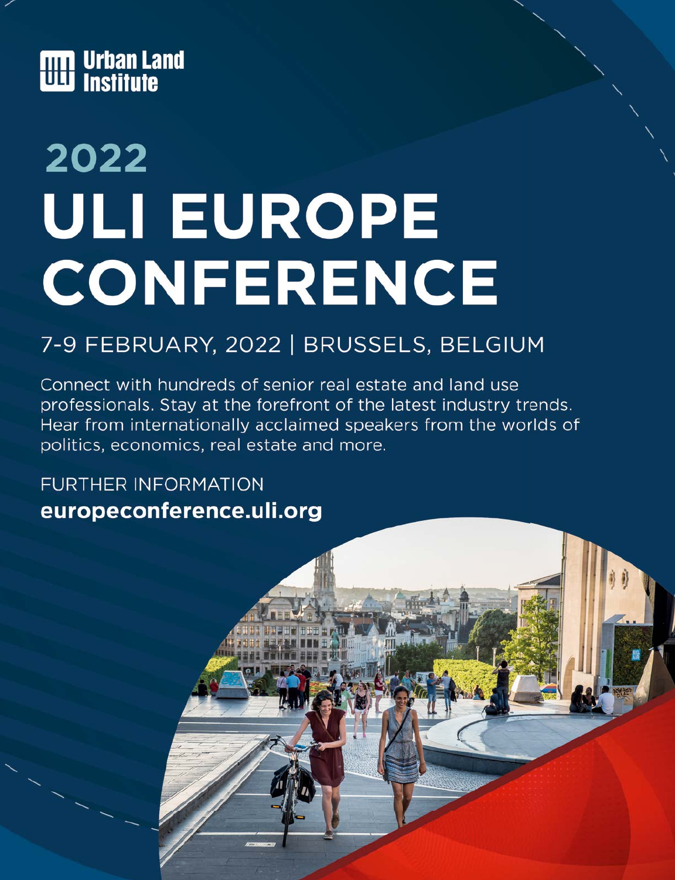Urban Land Institute

## 2022

# ULI EUROPE CONFERENCE

7-9 FEBRUARY, 2022 | BRUSSELS, BELGIUM

Connect with hundreds of senior real estate and land use professionals. Stay at the forefront of the latest industry trends. Hear from internationally acclaimed speakers from the worlds of politics, economics, real estate and more.

FURTHER INFORMATION

**europeconference.uli.org**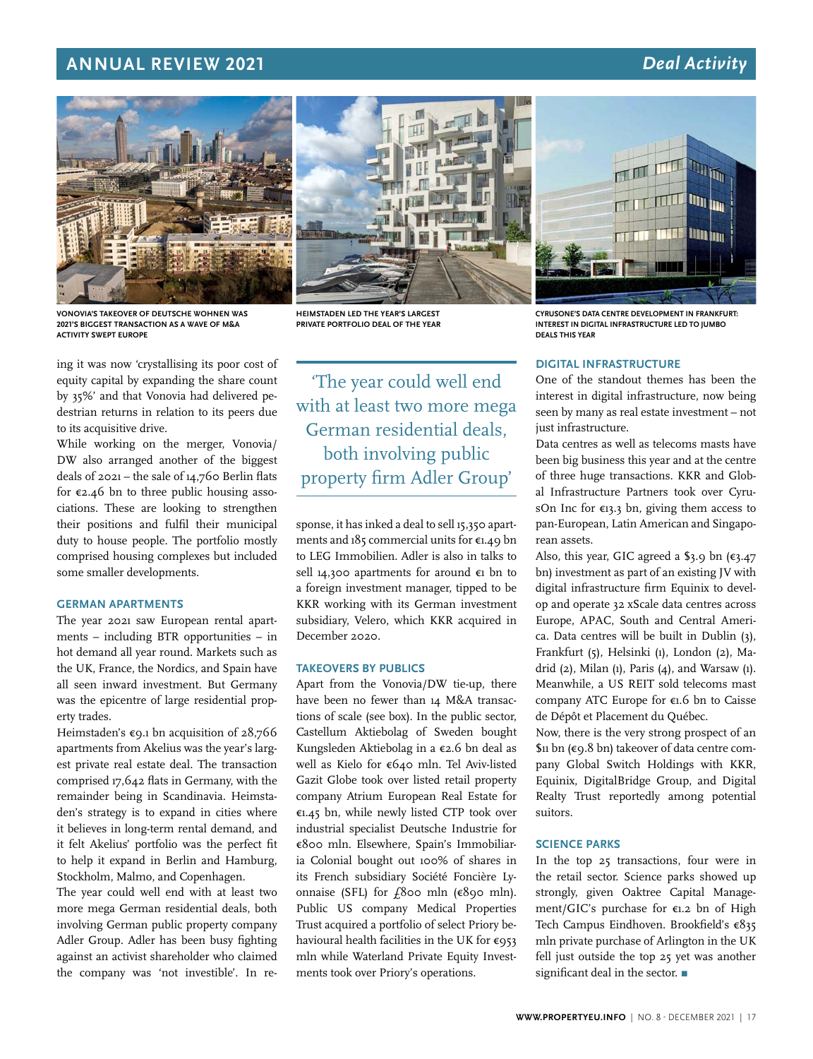VONOVIA'S TAKEOVER OF DEUTSCHE WOHNEN WAS 2021'S BIGGEST TRANSACTION AS A WAVE OF M&A ACTIVITY SWEPT EUROPE

HEIMSTADEN LED THE YEAR'S LARGEST PRIVATE PORTFOLIO DEAL OF THE YEAR

CYRUSONE'S DATA CENTRE DEVELOPMENT IN FRANKFURT: INTEREST IN DIGITAL INFRASTRUCTURE LED TO JUMBO DEALS THIS YEAR

ing it was now 'crystallising its poor cost of equity capital by expanding the share count by 35%' and that Vonovia had delivered pedestrian returns in relation to its peers due to its acquisitive drive.

While working on the merger, Vonovia/DW also arranged another of the biggest deals of 2021 – the sale of 14,760 Berlin flats for €2.46 bn to three public housing associations. These are looking to strengthen their positions and fulfil their municipal duty to house people. The portfolio mostly comprised housing complexes but included some smaller developments.

### GERMAN APARTMENTS

The year 2021 saw European rental apartments – including BTR opportunities – in hot demand all year round. Markets such as the UK, France, the Nordics, and Spain have all seen inward investment. But Germany was the epicentre of large residential property trades.

Heimstaden's €9.1 bn acquisition of 28,766 apartments from Akelius was the year's largest private real estate deal. The transaction comprised 17,642 flats in Germany, with the remainder being in Scandinavia. Heimstaden's strategy is to expand in cities where it believes in long-term rental demand, and it felt Akelius' portfolio was the perfect fit to help it expand in Berlin and Hamburg, Stockholm, Malmo, and Copenhagen.

The year could well end with at least two more mega German residential deals, both involving German public property company Adler Group. Adler has been busy fighting against an activist shareholder who claimed the company was 'not investible'. In response, it has inked a deal to sell 15,350 apartments and 185 commercial units for €1.49 bn to LEG Immobilien. Adler is also in talks to sell 14,300 apartments for around €1 bn to a foreign investment manager, tipped to be KKR working with its German investment subsidiary, Velero, which KKR acquired in December 2020.

> 'The year could well end with at least two more mega German residential deals, both involving public property firm Adler Group'

### TAKEOVERS BY PUBLICS

Apart from the Vonovia/DW tie-up, there have been no fewer than 14 M&A transactions of scale (see box). In the public sector, Castellum Aktiebolag of Sweden bought Kungsleden Aktiebolag in a €2.6 bn deal as well as Kielo for €640 mln. Tel Aviv-listed Gazit Globe took over listed retail property company Atrium European Real Estate for €1.45 bn, while newly listed CTP took over industrial specialist Deutsche Industrie for €800 mln. Elsewhere, Spain's Immobiliaria Colonial bought out 100% of shares in its French subsidiary Société Foncière Lyonnaise (SFL) for £800 mln (€890 mln). Public US company Medical Properties Trust acquired a portfolio of select Priory behavioural health facilities in the UK for €953 mln while Waterland Private Equity Investments took over Priory's operations.

### DIGITAL INFRASTRUCTURE

One of the standout themes has been the interest in digital infrastructure, now being seen by many as real estate investment – not just infrastructure.

Data centres as well as telecoms masts have been big business this year and at the centre of three huge transactions. KKR and Global Infrastructure Partners took over CyrusOn Inc for €13.3 bn, giving them access to pan-European, Latin American and Singaporean assets.

Also, this year, GIC agreed a $3.9 bn (€3.47 bn) investment as part of an existing JV with digital infrastructure firm Equinix to develop and operate 32 xScale data centres across Europe, APAC, South and Central America. Data centres will be built in Dublin (3), Frankfurt (5), Helsinki (1), London (2), Madrid (2), Milan (1), Paris (4), and Warsaw (1). Meanwhile, a US REIT sold telecoms mast company ATC Europe for €1.6 bn to Caisse de Dépôt et Placement du Québec.

Now, there is the very strong prospect of an $11 bn (€9.8 bn) takeover of data centre company Global Switch Holdings with KKR, Equinix, DigitalBridge Group, and Digital Realty Trust reportedly among potential suitors.

### SCIENCE PARKS

In the top 25 transactions, four were in the retail sector. Science parks showed up strongly, given Oaktree Capital Management/GIC's purchase for €1.2 bn of High Tech Campus Eindhoven. Brookfield's €835 mln private purchase of Arlington in the UK fell just outside the top 25 yet was another significant deal in the sector. ■